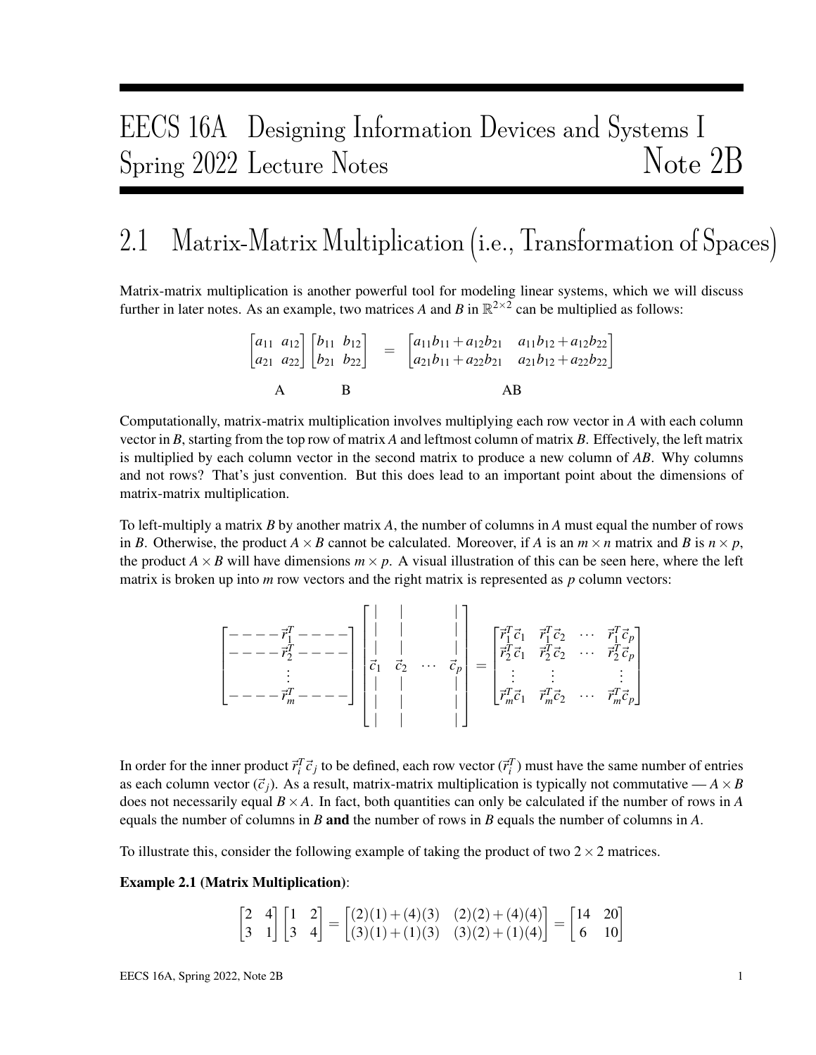# EECS 16A Designing Information Devices and Systems I
# Spring 2022 Lecture Notes — Note 2B

## 2.1 Matrix-Matrix Multiplication (i.e., Transformation of Spaces)

Matrix-matrix multiplication is another powerful tool for modeling linear systems, which we will discuss further in later notes. As an example, two matrices $A$ and $B$ in $\mathbb{R}^{2\times 2}$ can be multiplied as follows:

$$\underbrace{\begin{bmatrix} a_{11} & a_{12} \\ a_{21} & a_{22} \end{bmatrix}}_{\text{A}} \underbrace{\begin{bmatrix} b_{11} & b_{12} \\ b_{21} & b_{22} \end{bmatrix}}_{\text{B}} = \underbrace{\begin{bmatrix} a_{11}b_{11}+a_{12}b_{21} & a_{11}b_{12}+a_{12}b_{22} \\ a_{21}b_{11}+a_{22}b_{21} & a_{21}b_{12}+a_{22}b_{22} \end{bmatrix}}_{\text{AB}}$$

Computationally, matrix-matrix multiplication involves multiplying each row vector in $A$ with each column vector in $B$, starting from the top row of matrix $A$ and leftmost column of matrix $B$. Effectively, the left matrix is multiplied by each column vector in the second matrix to produce a new column of $AB$. Why columns and not rows? That's just convention. But this does lead to an important point about the dimensions of matrix-matrix multiplication.

To left-multiply a matrix $B$ by another matrix $A$, the number of columns in $A$ must equal the number of rows in $B$. Otherwise, the product $A \times B$ cannot be calculated. Moreover, if $A$ is an $m \times n$ matrix and $B$ is $n \times p$, the product $A \times B$ will have dimensions $m \times p$. A visual illustration of this can be seen here, where the left matrix is broken up into $m$ row vectors and the right matrix is represented as $p$ column vectors:

$$\begin{bmatrix} - - - - \vec{r}_1^T - - - - \\ - - - - \vec{r}_2^T - - - - \\ \vdots \\ - - - - \vec{r}_m^T - - - - \end{bmatrix} \begin{bmatrix} | & | & & | \\ | & | & & | \\ \vec{c}_1 & \vec{c}_2 & \cdots & \vec{c}_p \\ | & | & & | \\ | & | & & | \end{bmatrix} = \begin{bmatrix} \vec{r}_1^T\vec{c}_1 & \vec{r}_1^T\vec{c}_2 & \cdots & \vec{r}_1^T\vec{c}_p \\ \vec{r}_2^T\vec{c}_1 & \vec{r}_2^T\vec{c}_2 & \cdots & \vec{r}_2^T\vec{c}_p \\ \vdots & \vdots & & \vdots \\ \vec{r}_m^T\vec{c}_1 & \vec{r}_m^T\vec{c}_2 & \cdots & \vec{r}_m^T\vec{c}_p \end{bmatrix}$$

In order for the inner product $\vec{r}_i^T\vec{c}_j$ to be defined, each row vector ($\vec{r}_i^T$) must have the same number of entries as each column vector ($\vec{c}_j$). As a result, matrix-matrix multiplication is typically not commutative — $A \times B$ does not necessarily equal $B \times A$. In fact, both quantities can only be calculated if the number of rows in $A$ equals the number of columns in $B$ **and** the number of rows in $B$ equals the number of columns in $A$.

To illustrate this, consider the following example of taking the product of two $2 \times 2$ matrices.

**Example 2.1 (Matrix Multiplication)**:

$$\begin{bmatrix} 2 & 4 \\ 3 & 1 \end{bmatrix} \begin{bmatrix} 1 & 2 \\ 3 & 4 \end{bmatrix} = \begin{bmatrix} (2)(1)+(4)(3) & (2)(2)+(4)(4) \\ (3)(1)+(1)(3) & (3)(2)+(1)(4) \end{bmatrix} = \begin{bmatrix} 14 & 20 \\ 6 & 10 \end{bmatrix}$$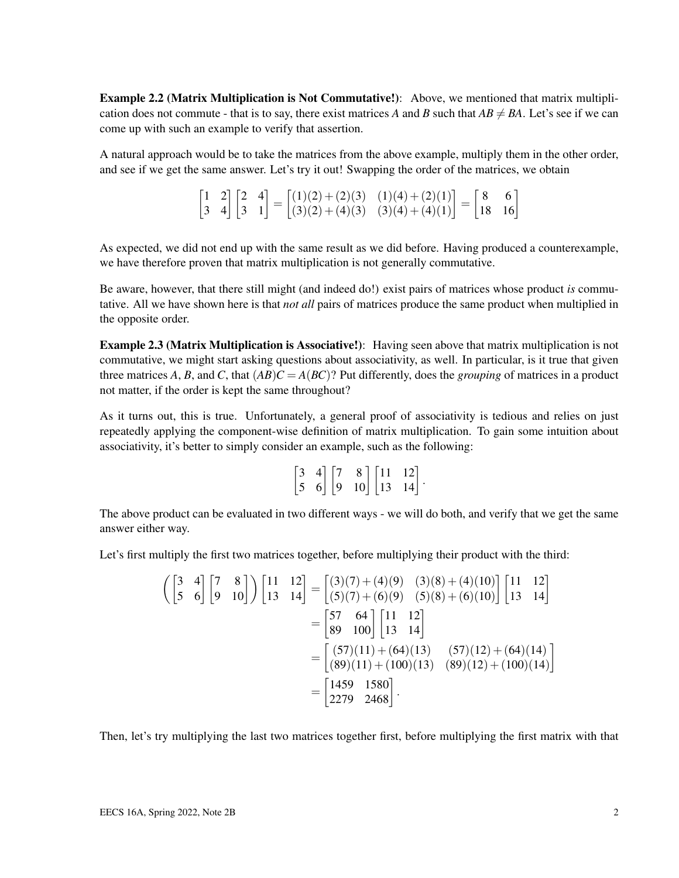**Example 2.2 (Matrix Multiplication is Not Commutative!)**: Above, we mentioned that matrix multiplication does not commute - that is to say, there exist matrices $A$ and $B$ such that $AB \neq BA$. Let's see if we can come up with such an example to verify that assertion.

A natural approach would be to take the matrices from the above example, multiply them in the other order, and see if we get the same answer. Let's try it out! Swapping the order of the matrices, we obtain

$$\begin{bmatrix} 1 & 2 \\ 3 & 4 \end{bmatrix} \begin{bmatrix} 2 & 4 \\ 3 & 1 \end{bmatrix} = \begin{bmatrix} (1)(2)+(2)(3) & (1)(4)+(2)(1) \\ (3)(2)+(4)(3) & (3)(4)+(4)(1) \end{bmatrix} = \begin{bmatrix} 8 & 6 \\ 18 & 16 \end{bmatrix}$$

As expected, we did not end up with the same result as we did before. Having produced a counterexample, we have therefore proven that matrix multiplication is not generally commutative.

Be aware, however, that there still might (and indeed do!) exist pairs of matrices whose product *is* commutative. All we have shown here is that *not all* pairs of matrices produce the same product when multiplied in the opposite order.

**Example 2.3 (Matrix Multiplication is Associative!)**: Having seen above that matrix multiplication is not commutative, we might start asking questions about associativity, as well. In particular, is it true that given three matrices $A$, $B$, and $C$, that $(AB)C = A(BC)$? Put differently, does the *grouping* of matrices in a product not matter, if the order is kept the same throughout?

As it turns out, this is true. Unfortunately, a general proof of associativity is tedious and relies on just repeatedly applying the component-wise definition of matrix multiplication. To gain some intuition about associativity, it's better to simply consider an example, such as the following:

$$\begin{bmatrix} 3 & 4 \\ 5 & 6 \end{bmatrix} \begin{bmatrix} 7 & 8 \\ 9 & 10 \end{bmatrix} \begin{bmatrix} 11 & 12 \\ 13 & 14 \end{bmatrix}.$$

The above product can be evaluated in two different ways - we will do both, and verify that we get the same answer either way.

Let's first multiply the first two matrices together, before multiplying their product with the third:

$$\begin{aligned}
\left( \begin{bmatrix} 3 & 4 \\ 5 & 6 \end{bmatrix} \begin{bmatrix} 7 & 8 \\ 9 & 10 \end{bmatrix} \right) \begin{bmatrix} 11 & 12 \\ 13 & 14 \end{bmatrix} &= \begin{bmatrix} (3)(7)+(4)(9) & (3)(8)+(4)(10) \\ (5)(7)+(6)(9) & (5)(8)+(6)(10) \end{bmatrix} \begin{bmatrix} 11 & 12 \\ 13 & 14 \end{bmatrix} \\
&= \begin{bmatrix} 57 & 64 \\ 89 & 100 \end{bmatrix} \begin{bmatrix} 11 & 12 \\ 13 & 14 \end{bmatrix} \\
&= \begin{bmatrix} (57)(11)+(64)(13) & (57)(12)+(64)(14) \\ (89)(11)+(100)(13) & (89)(12)+(100)(14) \end{bmatrix} \\
&= \begin{bmatrix} 1459 & 1580 \\ 2279 & 2468 \end{bmatrix}.
\end{aligned}$$

Then, let's try multiplying the last two matrices together first, before multiplying the first matrix with that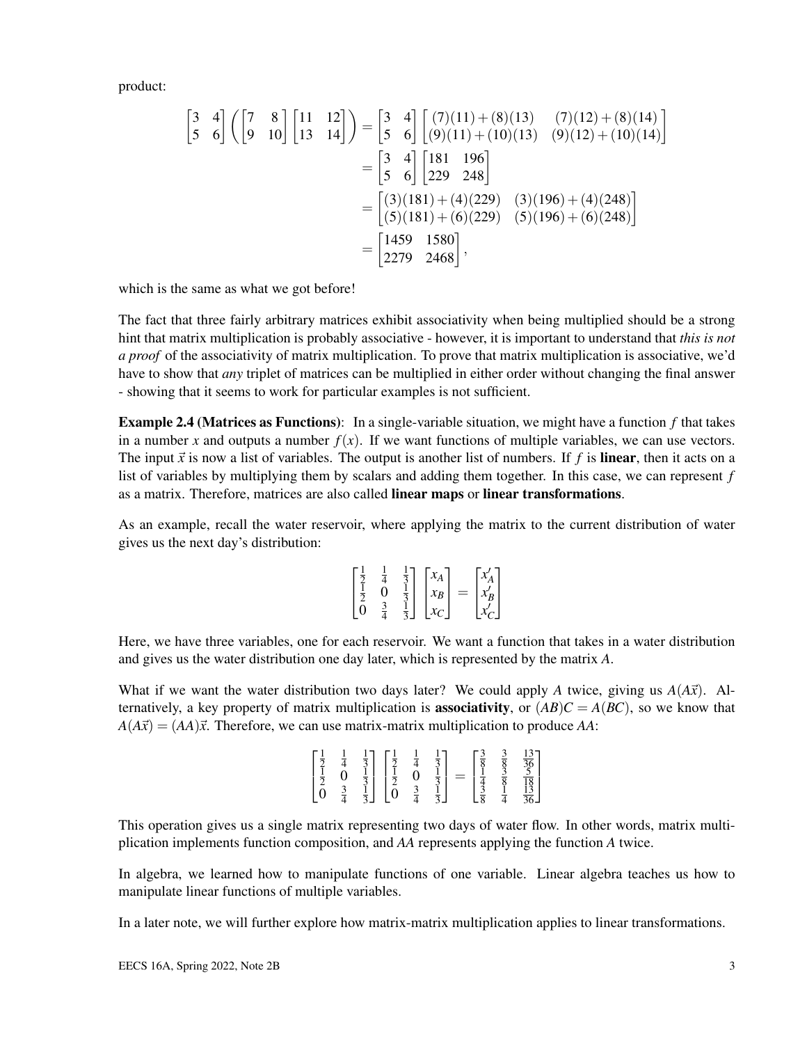product:

$$
\begin{bmatrix} 3 & 4 \\ 5 & 6 \end{bmatrix} \left( \begin{bmatrix} 7 & 8 \\ 9 & 10 \end{bmatrix} \begin{bmatrix} 11 & 12 \\ 13 & 14 \end{bmatrix} \right) = \begin{bmatrix} 3 & 4 \\ 5 & 6 \end{bmatrix} \begin{bmatrix} (7)(11)+(8)(13) & (7)(12)+(8)(14) \\ (9)(11)+(10)(13) & (9)(12)+(10)(14) \end{bmatrix}
$$

$$
= \begin{bmatrix} 3 & 4 \\ 5 & 6 \end{bmatrix} \begin{bmatrix} 181 & 196 \\ 229 & 248 \end{bmatrix}
$$

$$
= \begin{bmatrix} (3)(181)+(4)(229) & (3)(196)+(4)(248) \\ (5)(181)+(6)(229) & (5)(196)+(6)(248) \end{bmatrix}
$$

$$
= \begin{bmatrix} 1459 & 1580 \\ 2279 & 2468 \end{bmatrix},
$$

which is the same as what we got before!

The fact that three fairly arbitrary matrices exhibit associativity when being multiplied should be a strong hint that matrix multiplication is probably associative - however, it is important to understand that *this is not a proof* of the associativity of matrix multiplication. To prove that matrix multiplication is associative, we'd have to show that *any* triplet of matrices can be multiplied in either order without changing the final answer - showing that it seems to work for particular examples is not sufficient.

**Example 2.4 (Matrices as Functions)**: In a single-variable situation, we might have a function $f$ that takes in a number $x$ and outputs a number $f(x)$. If we want functions of multiple variables, we can use vectors. The input $\vec{x}$ is now a list of variables. The output is another list of numbers. If $f$ is **linear**, then it acts on a list of variables by multiplying them by scalars and adding them together. In this case, we can represent $f$ as a matrix. Therefore, matrices are also called **linear maps** or **linear transformations**.

As an example, recall the water reservoir, where applying the matrix to the current distribution of water gives us the next day's distribution:

$$
\begin{bmatrix} \frac{1}{2} & \frac{1}{4} & \frac{1}{3} \\ \frac{1}{2} & 0 & \frac{1}{3} \\ 0 & \frac{3}{4} & \frac{1}{3} \end{bmatrix} \begin{bmatrix} x_A \\ x_B \\ x_C \end{bmatrix} = \begin{bmatrix} x'_A \\ x'_B \\ x'_C \end{bmatrix}
$$

Here, we have three variables, one for each reservoir. We want a function that takes in a water distribution and gives us the water distribution one day later, which is represented by the matrix $A$.

What if we want the water distribution two days later? We could apply $A$ twice, giving us $A(A\vec{x})$. Alternatively, a key property of matrix multiplication is **associativity**, or $(AB)C = A(BC)$, so we know that $A(A\vec{x}) = (AA)\vec{x}$. Therefore, we can use matrix-matrix multiplication to produce $AA$:

$$
\begin{bmatrix} \frac{1}{2} & \frac{1}{4} & \frac{1}{3} \\ \frac{1}{2} & 0 & \frac{1}{3} \\ 0 & \frac{3}{4} & \frac{1}{3} \end{bmatrix} \begin{bmatrix} \frac{1}{2} & \frac{1}{4} & \frac{1}{3} \\ \frac{1}{2} & 0 & \frac{1}{3} \\ 0 & \frac{3}{4} & \frac{1}{3} \end{bmatrix} = \begin{bmatrix} \frac{3}{8} & \frac{3}{8} & \frac{13}{36} \\ \frac{1}{4} & \frac{3}{8} & \frac{5}{18} \\ \frac{3}{8} & \frac{1}{4} & \frac{13}{36} \end{bmatrix}
$$

This operation gives us a single matrix representing two days of water flow. In other words, matrix multiplication implements function composition, and $AA$ represents applying the function $A$ twice.

In algebra, we learned how to manipulate functions of one variable. Linear algebra teaches us how to manipulate linear functions of multiple variables.

In a later note, we will further explore how matrix-matrix multiplication applies to linear transformations.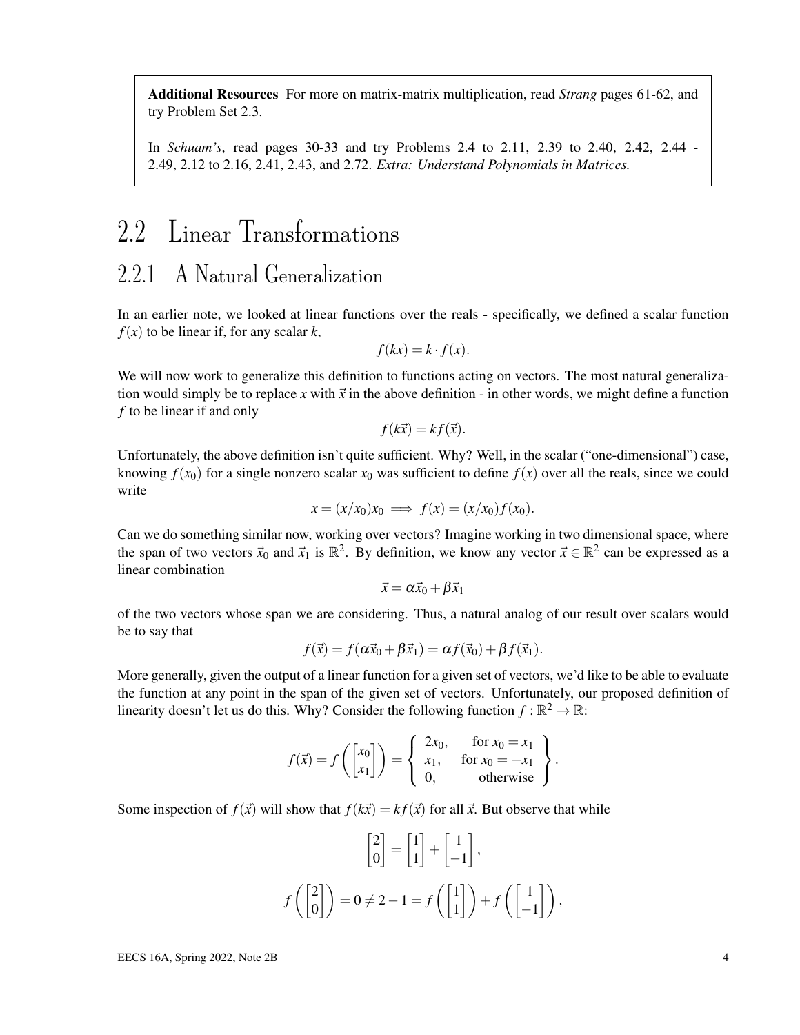**Additional Resources** For more on matrix-matrix multiplication, read *Strang* pages 61-62, and try Problem Set 2.3.

In *Schuam's*, read pages 30-33 and try Problems 2.4 to 2.11, 2.39 to 2.40, 2.42, 2.44 - 2.49, 2.12 to 2.16, 2.41, 2.43, and 2.72. *Extra: Understand Polynomials in Matrices.*

## 2.2 Linear Transformations

### 2.2.1 A Natural Generalization

In an earlier note, we looked at linear functions over the reals - specifically, we defined a scalar function $f(x)$ to be linear if, for any scalar $k$,

$$f(kx) = k \cdot f(x).$$

We will now work to generalize this definition to functions acting on vectors. The most natural generalization would simply be to replace $x$ with $\vec{x}$ in the above definition - in other words, we might define a function $f$ to be linear if and only

$$f(k\vec{x}) = kf(\vec{x}).$$

Unfortunately, the above definition isn't quite sufficient. Why? Well, in the scalar ("one-dimensional") case, knowing $f(x_0)$ for a single nonzero scalar $x_0$ was sufficient to define $f(x)$ over all the reals, since we could write

$$x = (x/x_0)x_0 \implies f(x) = (x/x_0)f(x_0).$$

Can we do something similar now, working over vectors? Imagine working in two dimensional space, where the span of two vectors $\vec{x}_0$ and $\vec{x}_1$ is $\mathbb{R}^2$. By definition, we know any vector $\vec{x} \in \mathbb{R}^2$ can be expressed as a linear combination

$$\vec{x} = \alpha\vec{x}_0 + \beta\vec{x}_1$$

of the two vectors whose span we are considering. Thus, a natural analog of our result over scalars would be to say that

$$f(\vec{x}) = f(\alpha\vec{x}_0 + \beta\vec{x}_1) = \alpha f(\vec{x}_0) + \beta f(\vec{x}_1).$$

More generally, given the output of a linear function for a given set of vectors, we'd like to be able to evaluate the function at any point in the span of the given set of vectors. Unfortunately, our proposed definition of linearity doesn't let us do this. Why? Consider the following function $f : \mathbb{R}^2 \to \mathbb{R}$:

$$f(\vec{x}) = f\left(\begin{bmatrix} x_0 \\ x_1 \end{bmatrix}\right) = \left\{ \begin{array}{ll} 2x_0, & \text{for } x_0 = x_1 \\ x_1, & \text{for } x_0 = -x_1 \\ 0, & \text{otherwise} \end{array} \right\}.$$

Some inspection of $f(\vec{x})$ will show that $f(k\vec{x}) = kf(\vec{x})$ for all $\vec{x}$. But observe that while

$$\begin{bmatrix} 2 \\ 0 \end{bmatrix} = \begin{bmatrix} 1 \\ 1 \end{bmatrix} + \begin{bmatrix} 1 \\ -1 \end{bmatrix},$$

$$f\left(\begin{bmatrix} 2 \\ 0 \end{bmatrix}\right) = 0 \neq 2 - 1 = f\left(\begin{bmatrix} 1 \\ 1 \end{bmatrix}\right) + f\left(\begin{bmatrix} 1 \\ -1 \end{bmatrix}\right),$$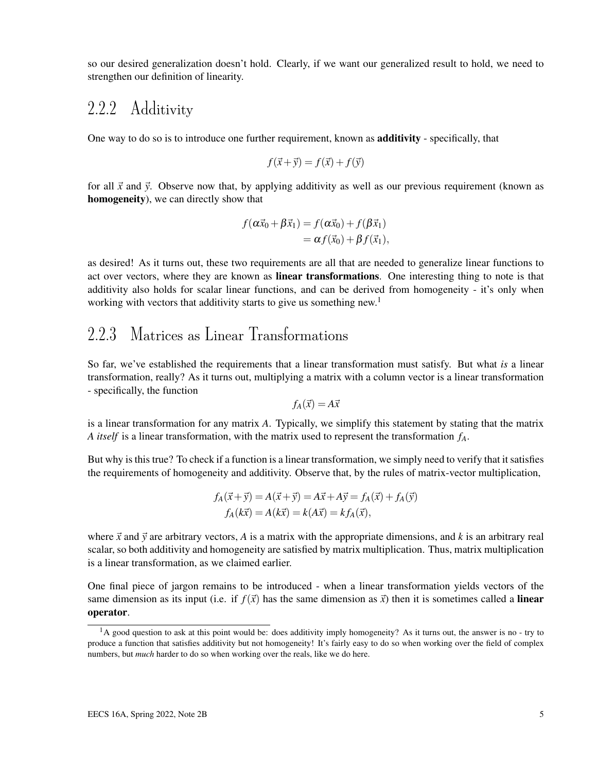so our desired generalization doesn't hold. Clearly, if we want our generalized result to hold, we need to strengthen our definition of linearity.

### 2.2.2 Additivity

One way to do so is to introduce one further requirement, known as **additivity** - specifically, that

$$f(\vec{x}+\vec{y}) = f(\vec{x}) + f(\vec{y})$$

for all $\vec{x}$ and $\vec{y}$. Observe now that, by applying additivity as well as our previous requirement (known as **homogeneity**), we can directly show that

$$\begin{aligned} f(\alpha\vec{x}_0 + \beta\vec{x}_1) &= f(\alpha\vec{x}_0) + f(\beta\vec{x}_1) \\ &= \alpha f(\vec{x}_0) + \beta f(\vec{x}_1), \end{aligned}$$

as desired! As it turns out, these two requirements are all that are needed to generalize linear functions to act over vectors, where they are known as **linear transformations**. One interesting thing to note is that additivity also holds for scalar linear functions, and can be derived from homogeneity - it's only when working with vectors that additivity starts to give us something new.[1]

### 2.2.3 Matrices as Linear Transformations

So far, we've established the requirements that a linear transformation must satisfy. But what *is* a linear transformation, really? As it turns out, multiplying a matrix with a column vector is a linear transformation - specifically, the function

$$f_A(\vec{x}) = A\vec{x}$$

is a linear transformation for any matrix $A$. Typically, we simplify this statement by stating that the matrix $A$ *itself* is a linear transformation, with the matrix used to represent the transformation $f_A$.

But why is this true? To check if a function is a linear transformation, we simply need to verify that it satisfies the requirements of homogeneity and additivity. Observe that, by the rules of matrix-vector multiplication,

$$\begin{aligned} f_A(\vec{x}+\vec{y}) = A(\vec{x}+\vec{y}) = A\vec{x} + A\vec{y} = f_A(\vec{x}) + f_A(\vec{y}) \\ f_A(k\vec{x}) = A(k\vec{x}) = k(A\vec{x}) = kf_A(\vec{x}), \end{aligned}$$

where $\vec{x}$ and $\vec{y}$ are arbitrary vectors, $A$ is a matrix with the appropriate dimensions, and $k$ is an arbitrary real scalar, so both additivity and homogeneity are satisfied by matrix multiplication. Thus, matrix multiplication is a linear transformation, as we claimed earlier.

One final piece of jargon remains to be introduced - when a linear transformation yields vectors of the same dimension as its input (i.e. if $f(\vec{x})$ has the same dimension as $\vec{x}$) then it is sometimes called a **linear operator**.

---

[1] A good question to ask at this point would be: does additivity imply homogeneity? As it turns out, the answer is no - try to produce a function that satisfies additivity but not homogeneity! It's fairly easy to do so when working over the field of complex numbers, but *much* harder to do so when working over the reals, like we do here.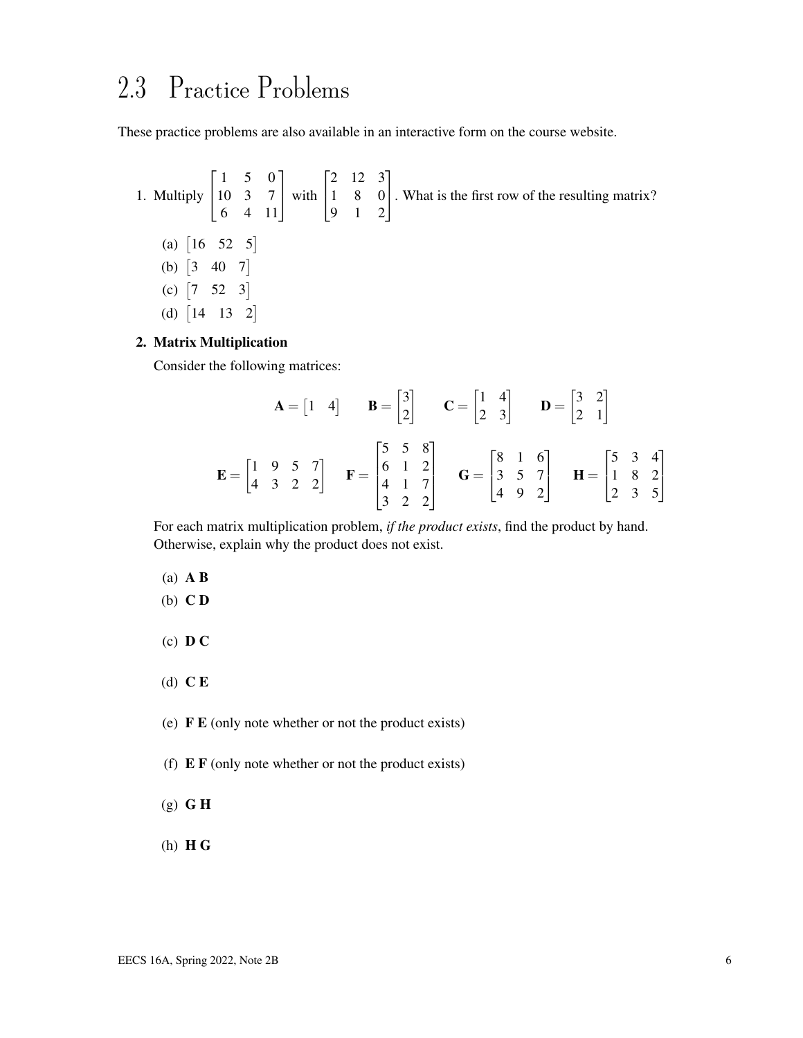## 2.3 Practice Problems

These practice problems are also available in an interactive form on the course website.

1. Multiply $\begin{bmatrix} 1 & 5 & 0 \\ 10 & 3 & 7 \\ 6 & 4 & 11 \end{bmatrix}$ with $\begin{bmatrix} 2 & 12 & 3 \\ 1 & 8 & 0 \\ 9 & 1 & 2 \end{bmatrix}$. What is the first row of the resulting matrix?

   (a) $\begin{bmatrix} 16 & 52 & 5 \end{bmatrix}$

   (b) $\begin{bmatrix} 3 & 40 & 7 \end{bmatrix}$

   (c) $\begin{bmatrix} 7 & 52 & 3 \end{bmatrix}$

   (d) $\begin{bmatrix} 14 & 13 & 2 \end{bmatrix}$

2. **Matrix Multiplication**

   Consider the following matrices:

$$\mathbf{A} = \begin{bmatrix} 1 & 4 \end{bmatrix} \qquad \mathbf{B} = \begin{bmatrix} 3 \\ 2 \end{bmatrix} \qquad \mathbf{C} = \begin{bmatrix} 1 & 4 \\ 2 & 3 \end{bmatrix} \qquad \mathbf{D} = \begin{bmatrix} 3 & 2 \\ 2 & 1 \end{bmatrix}$$

$$\mathbf{E} = \begin{bmatrix} 1 & 9 & 5 & 7 \\ 4 & 3 & 2 & 2 \end{bmatrix} \qquad \mathbf{F} = \begin{bmatrix} 5 & 5 & 8 \\ 6 & 1 & 2 \\ 4 & 1 & 7 \\ 3 & 2 & 2 \end{bmatrix} \qquad \mathbf{G} = \begin{bmatrix} 8 & 1 & 6 \\ 3 & 5 & 7 \\ 4 & 9 & 2 \end{bmatrix} \qquad \mathbf{H} = \begin{bmatrix} 5 & 3 & 4 \\ 1 & 8 & 2 \\ 2 & 3 & 5 \end{bmatrix}$$

   For each matrix multiplication problem, *if the product exists*, find the product by hand. Otherwise, explain why the product does not exist.

   (a) **A B**

   (b) **C D**

   (c) **D C**

   (d) **C E**

   (e) **F E** (only note whether or not the product exists)

   (f) **E F** (only note whether or not the product exists)

   (g) **G H**

   (h) **H G**